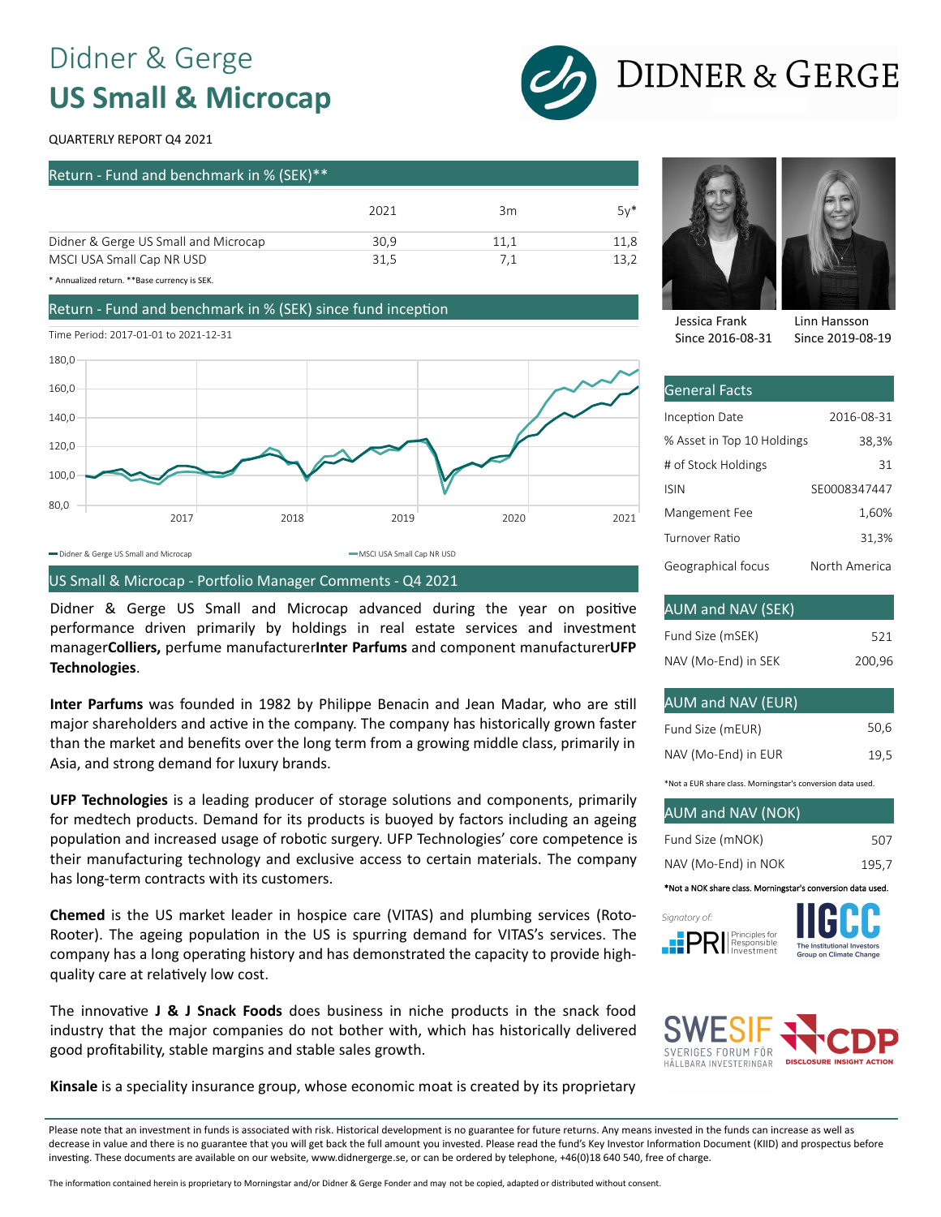# Didner & Gerge
# US Small & Microcap

DIDNER & GERGE

QUARTERLY REPORT Q4 2021

## Return - Fund and benchmark in % (SEK)**

| | 2021 | 3m | 5y* |
|---|---|---|---|
| Didner & Gerge US Small and Microcap | 30,9 | 11,1 | 11,8 |
| MSCI USA Small Cap NR USD | 31,5 | 7,1 | 13,2 |

\* Annualized return. **Base currency is SEK.

## Return - Fund and benchmark in % (SEK) since fund inception

Time Period: 2017-01-01 to 2021-12-31

Didner & Gerge US Small and Microcap — MSCI USA Small Cap NR USD

Jessica Frank
Since 2016-08-31

Linn Hansson
Since 2019-08-19

## General Facts

| | |
|---|---|
| Inception Date | 2016-08-31 |
| % Asset in Top 10 Holdings | 38,3% |
| # of Stock Holdings | 31 |
| ISIN | SE0008347447 |
| Mangement Fee | 1,60% |
| Turnover Ratio | 31,3% |
| Geographical focus | North America |

## AUM and NAV (SEK)

| | |
|---|---|
| Fund Size (mSEK) | 521 |
| NAV (Mo-End) in SEK | 200,96 |

## AUM and NAV (EUR)

| | |
|---|---|
| Fund Size (mEUR) | 50,6 |
| NAV (Mo-End) in EUR | 19,5 |

*Not a EUR share class. Morningstar's conversion data used.

## AUM and NAV (NOK)

| | |
|---|---|
| Fund Size (mNOK) | 507 |
| NAV (Mo-End) in NOK | 195,7 |

*Not a NOK share class. Morningstar's conversion data used.

Signatory of: PRI Principles for Responsible Investment; IIGCC The Institutional Investors Group on Climate Change; SWESIF Sveriges Forum för Hållbara Investeringar; CDP Disclosure Insight Action

## US Small & Microcap - Portfolio Manager Comments - Q4 2021

Didner & Gerge US Small and Microcap advanced during the year on positive performance driven primarily by holdings in real estate services and investment manager**Colliers,** perfume manufacturer**Inter Parfums** and component manufacturer**UFP Technologies**.

**Inter Parfums** was founded in 1982 by Philippe Benacin and Jean Madar, who are still major shareholders and active in the company. The company has historically grown faster than the market and benefits over the long term from a growing middle class, primarily in Asia, and strong demand for luxury brands.

**UFP Technologies** is a leading producer of storage solutions and components, primarily for medtech products. Demand for its products is buoyed by factors including an ageing population and increased usage of robotic surgery. UFP Technologies' core competence is their manufacturing technology and exclusive access to certain materials. The company has long-term contracts with its customers.

**Chemed** is the US market leader in hospice care (VITAS) and plumbing services (Roto-Rooter). The ageing population in the US is spurring demand for VITAS's services. The company has a long operating history and has demonstrated the capacity to provide high-quality care at relatively low cost.

The innovative **J & J Snack Foods** does business in niche products in the snack food industry that the major companies do not bother with, which has historically delivered good profitability, stable margins and stable sales growth.

**Kinsale** is a speciality insurance group, whose economic moat is created by its proprietary

Please note that an investment in funds is associated with risk. Historical development is no guarantee for future returns. Any means invested in the funds can increase as well as decrease in value and there is no guarantee that you will get back the full amount you invested. Please read the fund's Key Investor Information Document (KIID) and prospectus before investing. These documents are available on our website, www.didnergerge.se, or can be ordered by telephone, +46(0)18 640 540, free of charge.

The information contained herein is proprietary to Morningstar and/or Didner & Gerge Fonder and may not be copied, adapted or distributed without consent.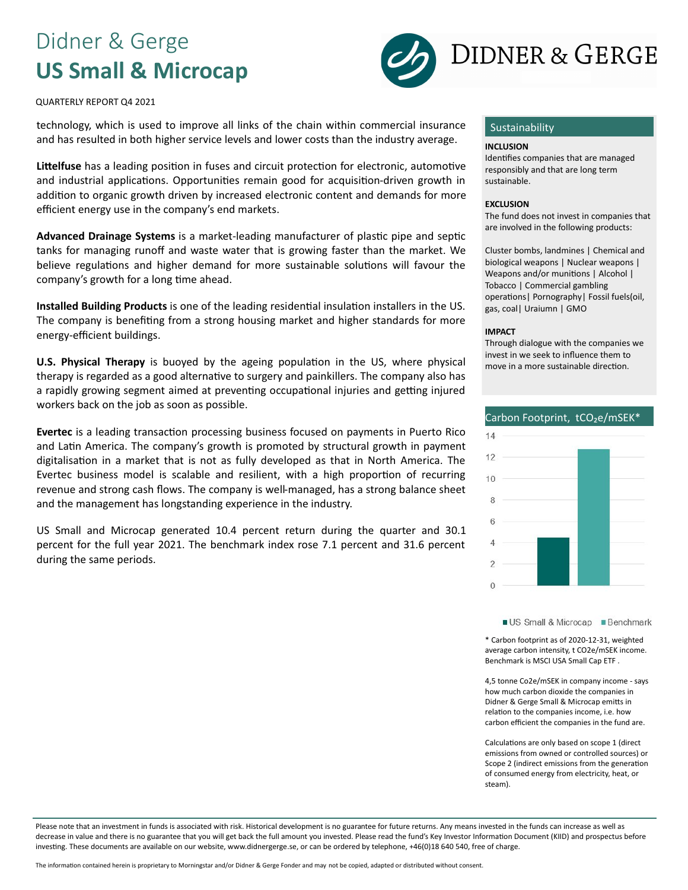technology, which is used to improve all links of the chain within commercial insurance and has resulted in both higher service levels and lower costs than the industry average.

**Littelfuse** has a leading position in fuses and circuit protection for electronic, automotive and industrial applications. Opportunities remain good for acquisition-driven growth in addition to organic growth driven by increased electronic content and demands for more efficient energy use in the company's end markets.

**Advanced Drainage Systems** is a market-leading manufacturer of plastic pipe and septic tanks for managing runoff and waste water that is growing faster than the market. We believe regulations and higher demand for more sustainable solutions will favour the company's growth for a long time ahead.

**Installed Building Products** is one of the leading residential insulation installers in the US. The company is benefiting from a strong housing market and higher standards for more energy-efficient buildings.

**U.S. Physical Therapy** is buoyed by the ageing population in the US, where physical therapy is regarded as a good alternative to surgery and painkillers. The company also has a rapidly growing segment aimed at preventing occupational injuries and getting injured workers back on the job as soon as possible.

**Evertec** is a leading transaction processing business focused on payments in Puerto Rico and Latin America. The company's growth is promoted by structural growth in payment digitalisation in a market that is not as fully developed as that in North America. The Evertec business model is scalable and resilient, with a high proportion of recurring revenue and strong cash flows. The company is well-managed, has a strong balance sheet and the management has longstanding experience in the industry.

US Small and Microcap generated 10.4 percent return during the quarter and 30.1 percent for the full year 2021. The benchmark index rose 7.1 percent and 31.6 percent during the same periods.

## Sustainability

**INCLUSION**

Identifies companies that are managed responsibly and that are long term sustainable.

**EXCLUSION**

The fund does not invest in companies that are involved in the following products:

Cluster bombs, landmines | Chemical and biological weapons | Nuclear weapons | Weapons and/or munitions | Alcohol | Tobacco | Commercial gambling operations| Pornography| Fossil fuels(oil, gas, coal| Uraiumn | GMO

**IMPACT**

Through dialogue with the companies we invest in we seek to influence them to move in a more sustainable direction.

## Carbon Footprint, $tCO_2e/mSEK$*

| | Carbon Footprint |
|---|---|
| US Small & Microcap | 4.5 |
| Benchmark | 12.8 |

\* Carbon footprint as of 2020-12-31, weighted average carbon intensity, t CO2e/mSEK income. Benchmark is MSCI USA Small Cap ETF .

4,5 tonne Co2e/mSEK in company income - says how much carbon dioxide the companies in Didner & Gerge Small & Microcap emitts in relation to the companies income, i.e. how carbon efficient the companies in the fund are.

Calculations are only based on scope 1 (direct emissions from owned or controlled sources) or Scope 2 (indirect emissions from the generation of consumed energy from electricity, heat, or steam).

Please note that an investment in funds is associated with risk. Historical development is no guarantee for future returns. Any means invested in the funds can increase as well as decrease in value and there is no guarantee that you will get back the full amount you invested. Please read the fund's Key Investor Information Document (KIID) and prospectus before investing. These documents are available on our website, www.didnergerge.se, or can be ordered by telephone, +46(0)18 640 540, free of charge.

The information contained herein is proprietary to Morningstar and/or Didner & Gerge Fonder and may not be copied, adapted or distributed without consent.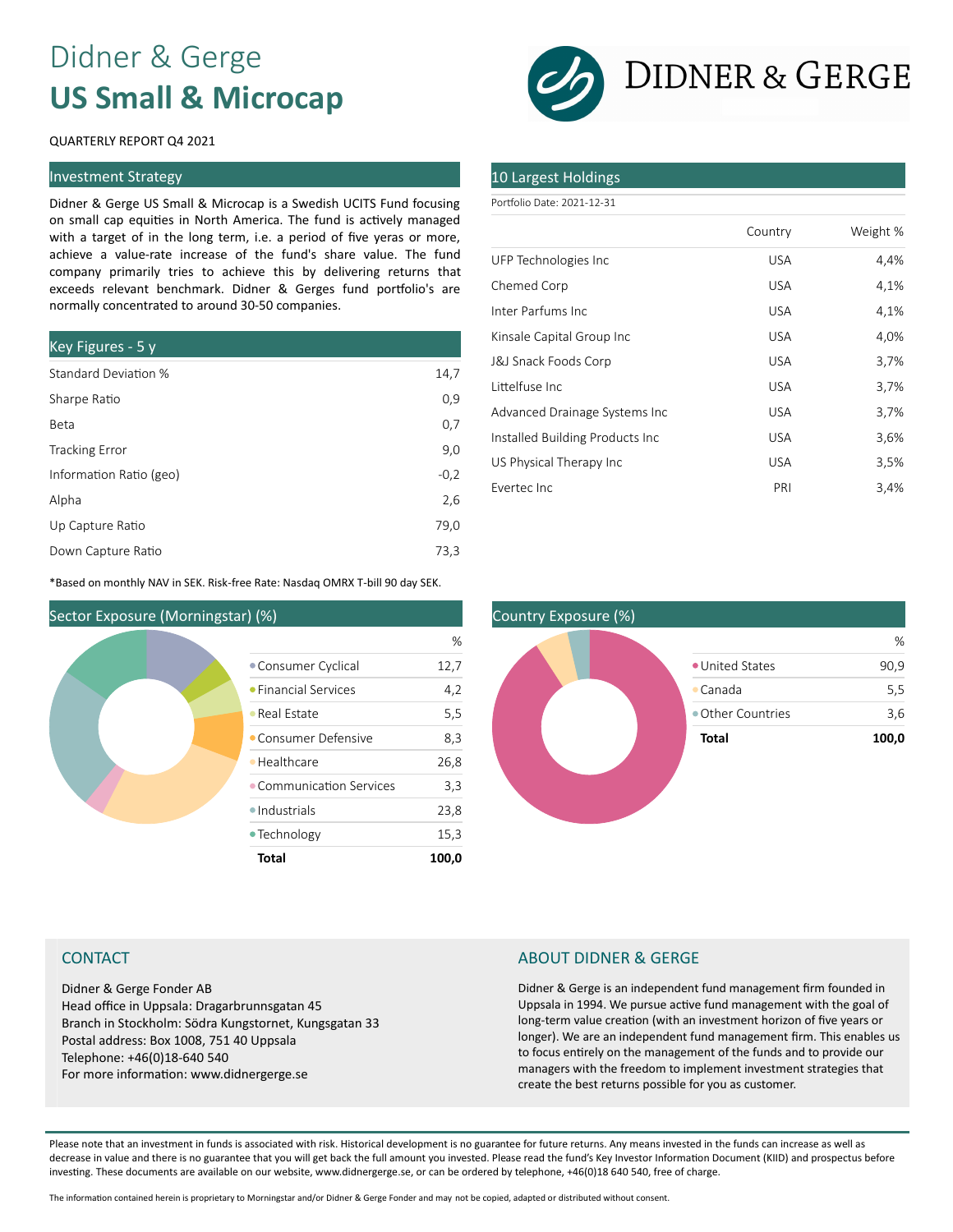# Didner & Gerge
# US Small & Microcap

QUARTERLY REPORT Q4 2021

DIDNER & GERGE

## Investment Strategy

Didner & Gerge US Small & Microcap is a Swedish UCITS Fund focusing on small cap equities in North America. The fund is actively managed with a target of in the long term, i.e. a period of five yeras or more, achieve a value-rate increase of the fund's share value. The fund company primarily tries to achieve this by delivering returns that exceeds relevant benchmark. Didner & Gerges fund portfolio's are normally concentrated to around 30-50 companies.

## Key Figures - 5 y

| | |
|---|---|
| Standard Deviation % | 14,7 |
| Sharpe Ratio | 0,9 |
| Beta | 0,7 |
| Tracking Error | 9,0 |
| Information Ratio (geo) | -0,2 |
| Alpha | 2,6 |
| Up Capture Ratio | 79,0 |
| Down Capture Ratio | 73,3 |

*Based on monthly NAV in SEK. Risk-free Rate: Nasdaq OMRX T-bill 90 day SEK.

## 10 Largest Holdings

Portfolio Date: 2021-12-31

| | Country | Weight % |
|---|---|---|
| UFP Technologies Inc | USA | 4,4% |
| Chemed Corp | USA | 4,1% |
| Inter Parfums Inc | USA | 4,1% |
| Kinsale Capital Group Inc | USA | 4,0% |
| J&J Snack Foods Corp | USA | 3,7% |
| Littelfuse Inc | USA | 3,7% |
| Advanced Drainage Systems Inc | USA | 3,7% |
| Installed Building Products Inc | USA | 3,6% |
| US Physical Therapy Inc | USA | 3,5% |
| Evertec Inc | PRI | 3,4% |

## Sector Exposure (Morningstar) (%)

| | % |
|---|---|
| Consumer Cyclical | 12,7 |
| Financial Services | 4,2 |
| Real Estate | 5,5 |
| Consumer Defensive | 8,3 |
| Healthcare | 26,8 |
| Communication Services | 3,3 |
| Industrials | 23,8 |
| Technology | 15,3 |
| **Total** | **100,0** |

## Country Exposure (%)

| | % |
|---|---|
| United States | 90,9 |
| Canada | 5,5 |
| Other Countries | 3,6 |
| **Total** | **100,0** |

## CONTACT

Didner & Gerge Fonder AB
Head office in Uppsala: Dragarbrunnsgatan 45
Branch in Stockholm: Södra Kungstornet, Kungsgatan 33
Postal address: Box 1008, 751 40 Uppsala
Telephone: +46(0)18-640 540
For more information: www.didnergerge.se

## ABOUT DIDNER & GERGE

Didner & Gerge is an independent fund management firm founded in Uppsala in 1994. We pursue active fund management with the goal of long-term value creation (with an investment horizon of five years or longer). We are an independent fund management firm. This enables us to focus entirely on the management of the funds and to provide our managers with the freedom to implement investment strategies that create the best returns possible for you as customer.

Please note that an investment in funds is associated with risk. Historical development is no guarantee for future returns. Any means invested in the funds can increase as well as decrease in value and there is no guarantee that you will get back the full amount you invested. Please read the fund's Key Investor Information Document (KIID) and prospectus before investing. These documents are available on our website, www.didnergerge.se, or can be ordered by telephone, +46(0)18 640 540, free of charge.

The information contained herein is proprietary to Morningstar and/or Didner & Gerge Fonder and may not be copied, adapted or distributed without consent.